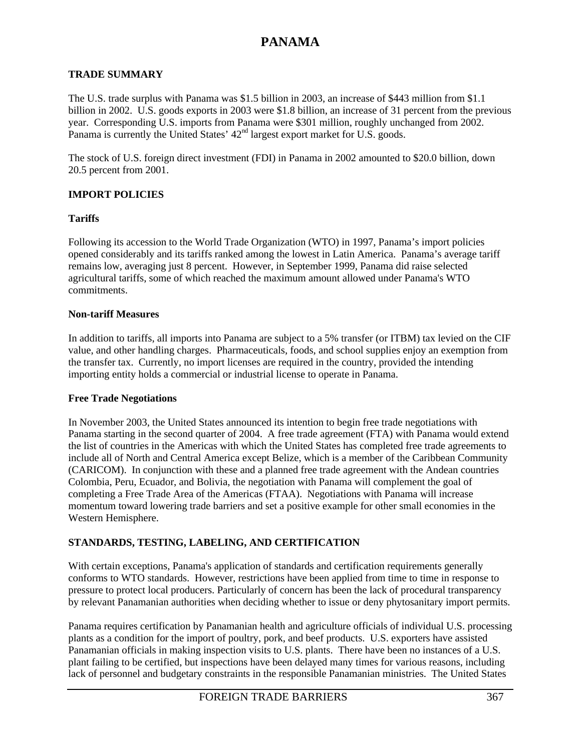# PANAMA

## TRADE SUMMARY

The U.S. trade surplus with Panama was $1.5 billion in 2003, an increase of $443 million from $1.1 billion in 2002. U.S. goods exports in 2003 were $1.8 billion, an increase of 31 percent from the previous year. Corresponding U.S. imports from Panama were $301 million, roughly unchanged from 2002. Panama is currently the United States' 42nd largest export market for U.S. goods.

The stock of U.S. foreign direct investment (FDI) in Panama in 2002 amounted to $20.0 billion, down 20.5 percent from 2001.

## IMPORT POLICIES

### Tariffs

Following its accession to the World Trade Organization (WTO) in 1997, Panama's import policies opened considerably and its tariffs ranked among the lowest in Latin America. Panama's average tariff remains low, averaging just 8 percent. However, in September 1999, Panama did raise selected agricultural tariffs, some of which reached the maximum amount allowed under Panama's WTO commitments.

### Non-tariff Measures

In addition to tariffs, all imports into Panama are subject to a 5% transfer (or ITBM) tax levied on the CIF value, and other handling charges. Pharmaceuticals, foods, and school supplies enjoy an exemption from the transfer tax. Currently, no import licenses are required in the country, provided the intending importing entity holds a commercial or industrial license to operate in Panama.

### Free Trade Negotiations

In November 2003, the United States announced its intention to begin free trade negotiations with Panama starting in the second quarter of 2004. A free trade agreement (FTA) with Panama would extend the list of countries in the Americas with which the United States has completed free trade agreements to include all of North and Central America except Belize, which is a member of the Caribbean Community (CARICOM). In conjunction with these and a planned free trade agreement with the Andean countries Colombia, Peru, Ecuador, and Bolivia, the negotiation with Panama will complement the goal of completing a Free Trade Area of the Americas (FTAA). Negotiations with Panama will increase momentum toward lowering trade barriers and set a positive example for other small economies in the Western Hemisphere.

## STANDARDS, TESTING, LABELING, AND CERTIFICATION

With certain exceptions, Panama's application of standards and certification requirements generally conforms to WTO standards. However, restrictions have been applied from time to time in response to pressure to protect local producers. Particularly of concern has been the lack of procedural transparency by relevant Panamanian authorities when deciding whether to issue or deny phytosanitary import permits.

Panama requires certification by Panamanian health and agriculture officials of individual U.S. processing plants as a condition for the import of poultry, pork, and beef products. U.S. exporters have assisted Panamanian officials in making inspection visits to U.S. plants. There have been no instances of a U.S. plant failing to be certified, but inspections have been delayed many times for various reasons, including lack of personnel and budgetary constraints in the responsible Panamanian ministries. The United States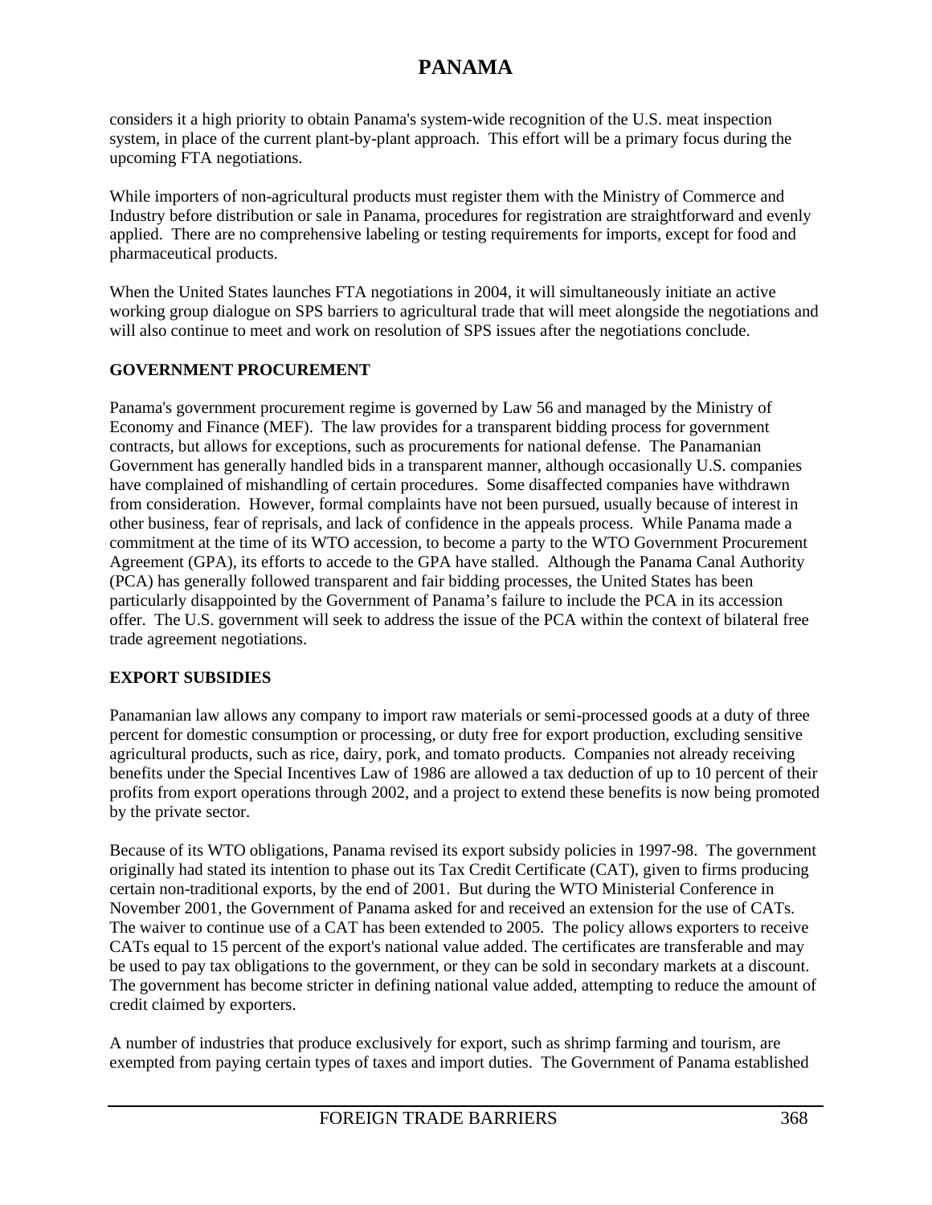considers it a high priority to obtain Panama's system-wide recognition of the U.S. meat inspection system, in place of the current plant-by-plant approach. This effort will be a primary focus during the upcoming FTA negotiations.

While importers of non-agricultural products must register them with the Ministry of Commerce and Industry before distribution or sale in Panama, procedures for registration are straightforward and evenly applied. There are no comprehensive labeling or testing requirements for imports, except for food and pharmaceutical products.

When the United States launches FTA negotiations in 2004, it will simultaneously initiate an active working group dialogue on SPS barriers to agricultural trade that will meet alongside the negotiations and will also continue to meet and work on resolution of SPS issues after the negotiations conclude.

## GOVERNMENT PROCUREMENT

Panama's government procurement regime is governed by Law 56 and managed by the Ministry of Economy and Finance (MEF). The law provides for a transparent bidding process for government contracts, but allows for exceptions, such as procurements for national defense. The Panamanian Government has generally handled bids in a transparent manner, although occasionally U.S. companies have complained of mishandling of certain procedures. Some disaffected companies have withdrawn from consideration. However, formal complaints have not been pursued, usually because of interest in other business, fear of reprisals, and lack of confidence in the appeals process. While Panama made a commitment at the time of its WTO accession, to become a party to the WTO Government Procurement Agreement (GPA), its efforts to accede to the GPA have stalled. Although the Panama Canal Authority (PCA) has generally followed transparent and fair bidding processes, the United States has been particularly disappointed by the Government of Panama's failure to include the PCA in its accession offer. The U.S. government will seek to address the issue of the PCA within the context of bilateral free trade agreement negotiations.

## EXPORT SUBSIDIES

Panamanian law allows any company to import raw materials or semi-processed goods at a duty of three percent for domestic consumption or processing, or duty free for export production, excluding sensitive agricultural products, such as rice, dairy, pork, and tomato products. Companies not already receiving benefits under the Special Incentives Law of 1986 are allowed a tax deduction of up to 10 percent of their profits from export operations through 2002, and a project to extend these benefits is now being promoted by the private sector.

Because of its WTO obligations, Panama revised its export subsidy policies in 1997-98. The government originally had stated its intention to phase out its Tax Credit Certificate (CAT), given to firms producing certain non-traditional exports, by the end of 2001. But during the WTO Ministerial Conference in November 2001, the Government of Panama asked for and received an extension for the use of CATs. The waiver to continue use of a CAT has been extended to 2005. The policy allows exporters to receive CATs equal to 15 percent of the export's national value added. The certificates are transferable and may be used to pay tax obligations to the government, or they can be sold in secondary markets at a discount. The government has become stricter in defining national value added, attempting to reduce the amount of credit claimed by exporters.

A number of industries that produce exclusively for export, such as shrimp farming and tourism, are exempted from paying certain types of taxes and import duties. The Government of Panama established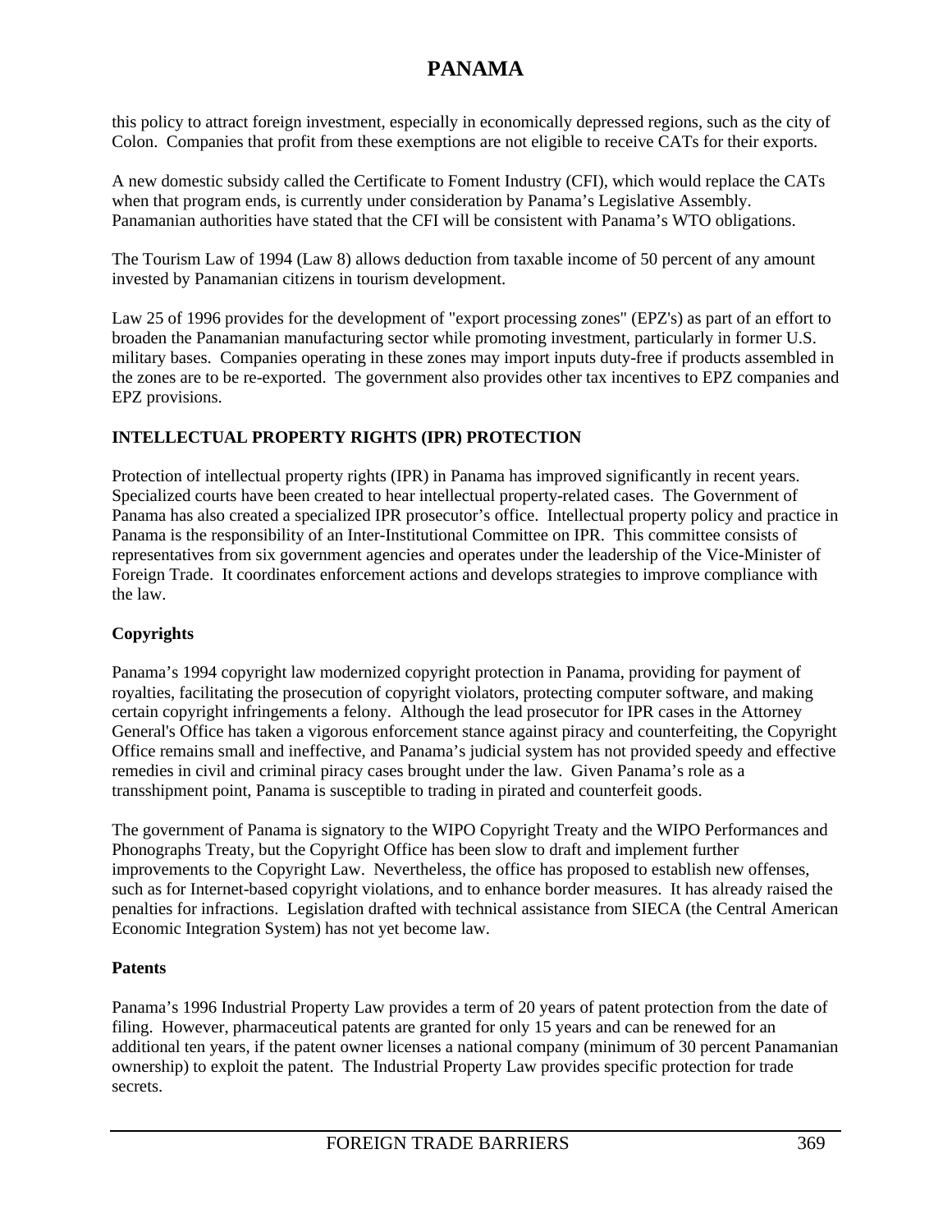this policy to attract foreign investment, especially in economically depressed regions, such as the city of Colon. Companies that profit from these exemptions are not eligible to receive CATs for their exports.

A new domestic subsidy called the Certificate to Foment Industry (CFI), which would replace the CATs when that program ends, is currently under consideration by Panama's Legislative Assembly. Panamanian authorities have stated that the CFI will be consistent with Panama's WTO obligations.

The Tourism Law of 1994 (Law 8) allows deduction from taxable income of 50 percent of any amount invested by Panamanian citizens in tourism development.

Law 25 of 1996 provides for the development of "export processing zones" (EPZ's) as part of an effort to broaden the Panamanian manufacturing sector while promoting investment, particularly in former U.S. military bases. Companies operating in these zones may import inputs duty-free if products assembled in the zones are to be re-exported. The government also provides other tax incentives to EPZ companies and EPZ provisions.

## INTELLECTUAL PROPERTY RIGHTS (IPR) PROTECTION

Protection of intellectual property rights (IPR) in Panama has improved significantly in recent years. Specialized courts have been created to hear intellectual property-related cases. The Government of Panama has also created a specialized IPR prosecutor's office. Intellectual property policy and practice in Panama is the responsibility of an Inter-Institutional Committee on IPR. This committee consists of representatives from six government agencies and operates under the leadership of the Vice-Minister of Foreign Trade. It coordinates enforcement actions and develops strategies to improve compliance with the law.

### Copyrights

Panama's 1994 copyright law modernized copyright protection in Panama, providing for payment of royalties, facilitating the prosecution of copyright violators, protecting computer software, and making certain copyright infringements a felony. Although the lead prosecutor for IPR cases in the Attorney General's Office has taken a vigorous enforcement stance against piracy and counterfeiting, the Copyright Office remains small and ineffective, and Panama's judicial system has not provided speedy and effective remedies in civil and criminal piracy cases brought under the law. Given Panama's role as a transshipment point, Panama is susceptible to trading in pirated and counterfeit goods.

The government of Panama is signatory to the WIPO Copyright Treaty and the WIPO Performances and Phonographs Treaty, but the Copyright Office has been slow to draft and implement further improvements to the Copyright Law. Nevertheless, the office has proposed to establish new offenses, such as for Internet-based copyright violations, and to enhance border measures. It has already raised the penalties for infractions. Legislation drafted with technical assistance from SIECA (the Central American Economic Integration System) has not yet become law.

### Patents

Panama's 1996 Industrial Property Law provides a term of 20 years of patent protection from the date of filing. However, pharmaceutical patents are granted for only 15 years and can be renewed for an additional ten years, if the patent owner licenses a national company (minimum of 30 percent Panamanian ownership) to exploit the patent. The Industrial Property Law provides specific protection for trade secrets.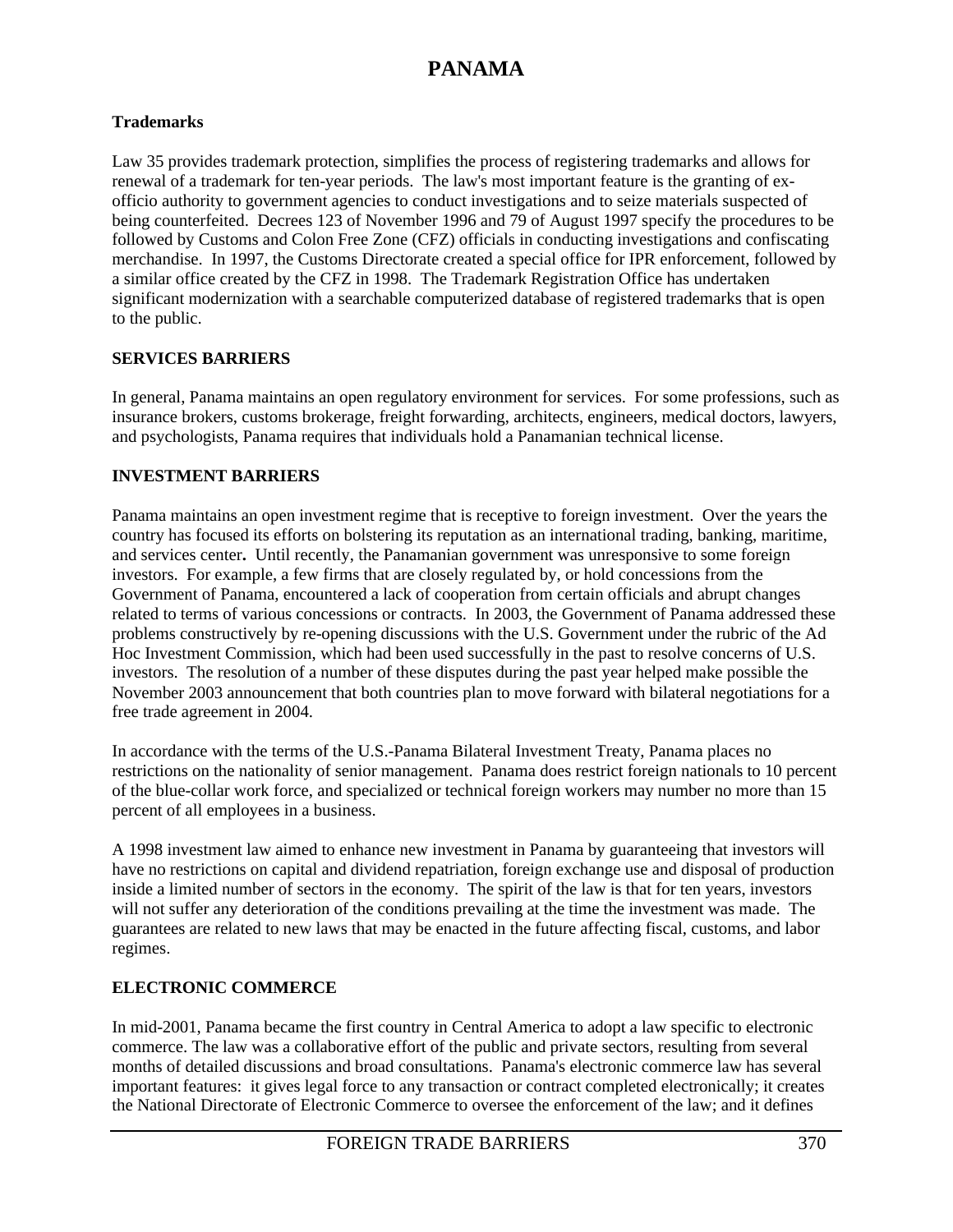### Trademarks

Law 35 provides trademark protection, simplifies the process of registering trademarks and allows for renewal of a trademark for ten-year periods. The law's most important feature is the granting of ex-officio authority to government agencies to conduct investigations and to seize materials suspected of being counterfeited. Decrees 123 of November 1996 and 79 of August 1997 specify the procedures to be followed by Customs and Colon Free Zone (CFZ) officials in conducting investigations and confiscating merchandise. In 1997, the Customs Directorate created a special office for IPR enforcement, followed by a similar office created by the CFZ in 1998. The Trademark Registration Office has undertaken significant modernization with a searchable computerized database of registered trademarks that is open to the public.

## SERVICES BARRIERS

In general, Panama maintains an open regulatory environment for services. For some professions, such as insurance brokers, customs brokerage, freight forwarding, architects, engineers, medical doctors, lawyers, and psychologists, Panama requires that individuals hold a Panamanian technical license.

## INVESTMENT BARRIERS

Panama maintains an open investment regime that is receptive to foreign investment. Over the years the country has focused its efforts on bolstering its reputation as an international trading, banking, maritime, and services center**.** Until recently, the Panamanian government was unresponsive to some foreign investors. For example, a few firms that are closely regulated by, or hold concessions from the Government of Panama, encountered a lack of cooperation from certain officials and abrupt changes related to terms of various concessions or contracts. In 2003, the Government of Panama addressed these problems constructively by re-opening discussions with the U.S. Government under the rubric of the Ad Hoc Investment Commission, which had been used successfully in the past to resolve concerns of U.S. investors. The resolution of a number of these disputes during the past year helped make possible the November 2003 announcement that both countries plan to move forward with bilateral negotiations for a free trade agreement in 2004.

In accordance with the terms of the U.S.-Panama Bilateral Investment Treaty, Panama places no restrictions on the nationality of senior management. Panama does restrict foreign nationals to 10 percent of the blue-collar work force, and specialized or technical foreign workers may number no more than 15 percent of all employees in a business.

A 1998 investment law aimed to enhance new investment in Panama by guaranteeing that investors will have no restrictions on capital and dividend repatriation, foreign exchange use and disposal of production inside a limited number of sectors in the economy. The spirit of the law is that for ten years, investors will not suffer any deterioration of the conditions prevailing at the time the investment was made. The guarantees are related to new laws that may be enacted in the future affecting fiscal, customs, and labor regimes.

## ELECTRONIC COMMERCE

In mid-2001, Panama became the first country in Central America to adopt a law specific to electronic commerce. The law was a collaborative effort of the public and private sectors, resulting from several months of detailed discussions and broad consultations. Panama's electronic commerce law has several important features: it gives legal force to any transaction or contract completed electronically; it creates the National Directorate of Electronic Commerce to oversee the enforcement of the law; and it defines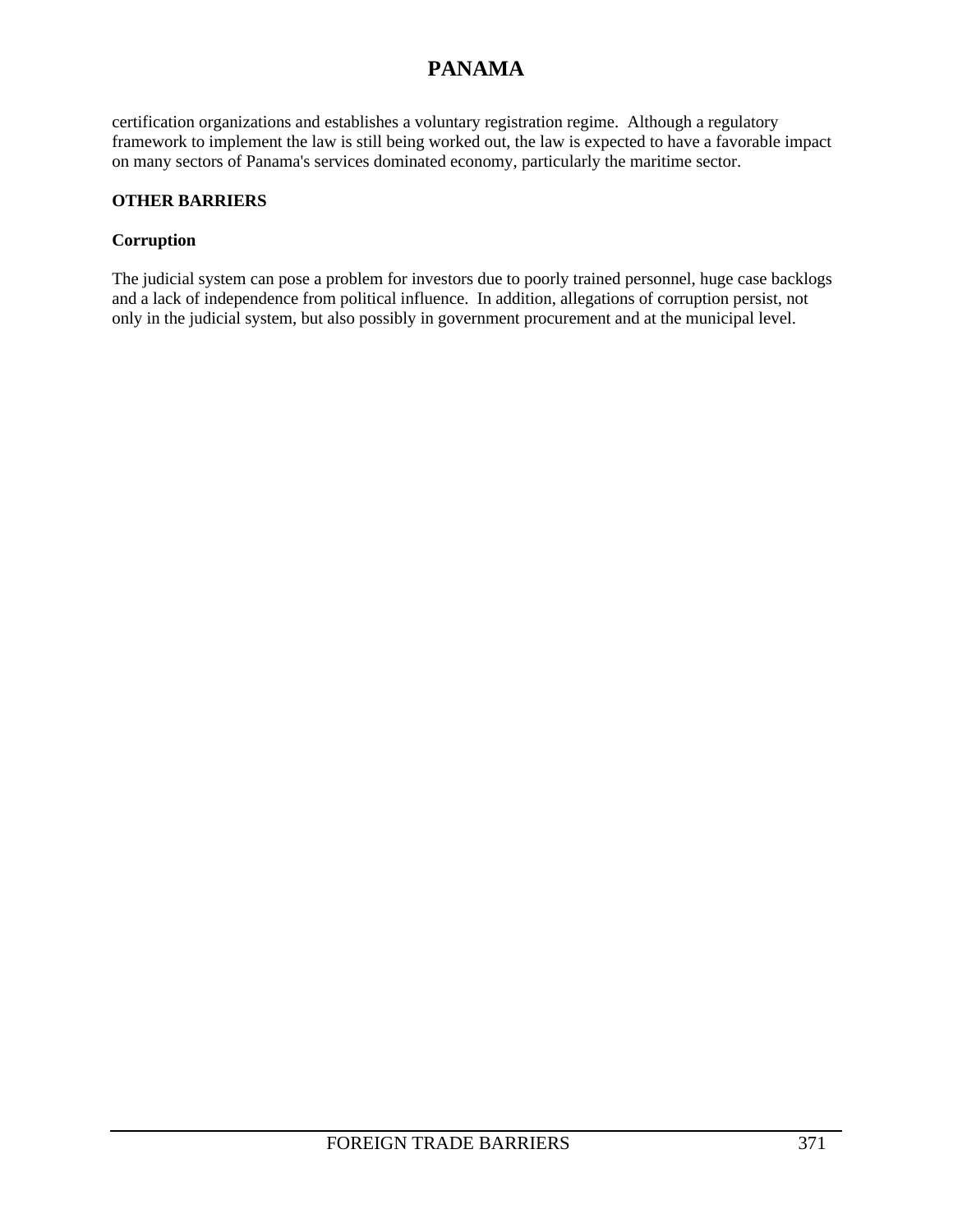certification organizations and establishes a voluntary registration regime. Although a regulatory framework to implement the law is still being worked out, the law is expected to have a favorable impact on many sectors of Panama's services dominated economy, particularly the maritime sector.

## OTHER BARRIERS

### Corruption

The judicial system can pose a problem for investors due to poorly trained personnel, huge case backlogs and a lack of independence from political influence. In addition, allegations of corruption persist, not only in the judicial system, but also possibly in government procurement and at the municipal level.